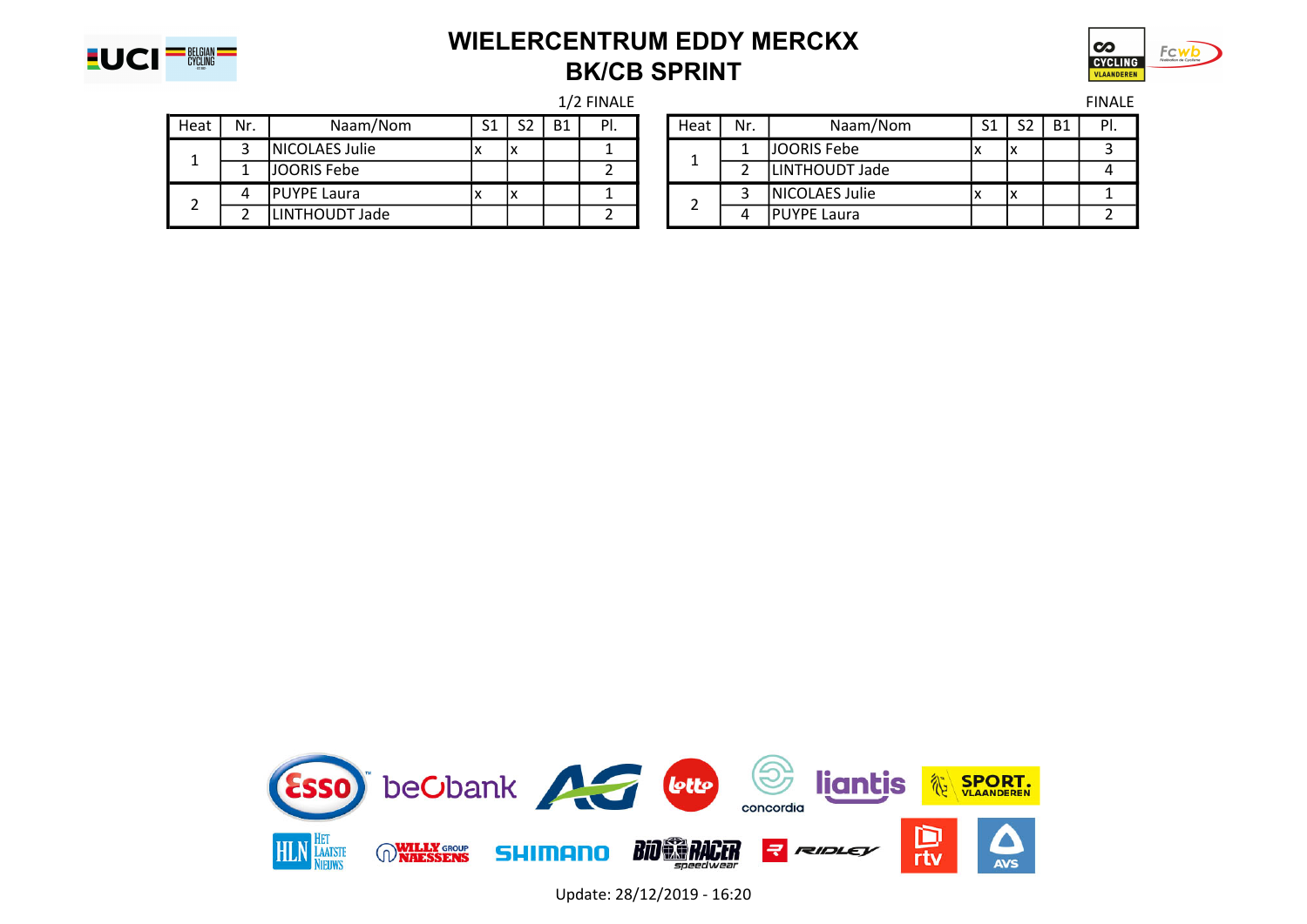# WIELERCENTRUM EDDY MERCKX
## BK/CB SPRINT

1/2 FINALE

| Heat | Nr. | Naam/Nom | S1 | S2 | B1 | Pl. |
|---|---|---|---|---|---|---|
| 1 | 3 | NICOLAES Julie | x | x | | 1 |
| | 1 | JOORIS Febe | | | | 2 |
| 2 | 4 | PUYPE Laura | x | x | | 1 |
| | 2 | LINTHOUDT Jade | | | | 2 |

FINALE

| Heat | Nr. | Naam/Nom | S1 | S2 | B1 | Pl. |
|---|---|---|---|---|---|---|
| 1 | 1 | JOORIS Febe | x | x | | 3 |
| | 2 | LINTHOUDT Jade | | | | 4 |
| 2 | 3 | NICOLAES Julie | x | x | | 1 |
| | 4 | PUYPE Laura | | | | 2 |

Update: 28/12/2019 - 16:20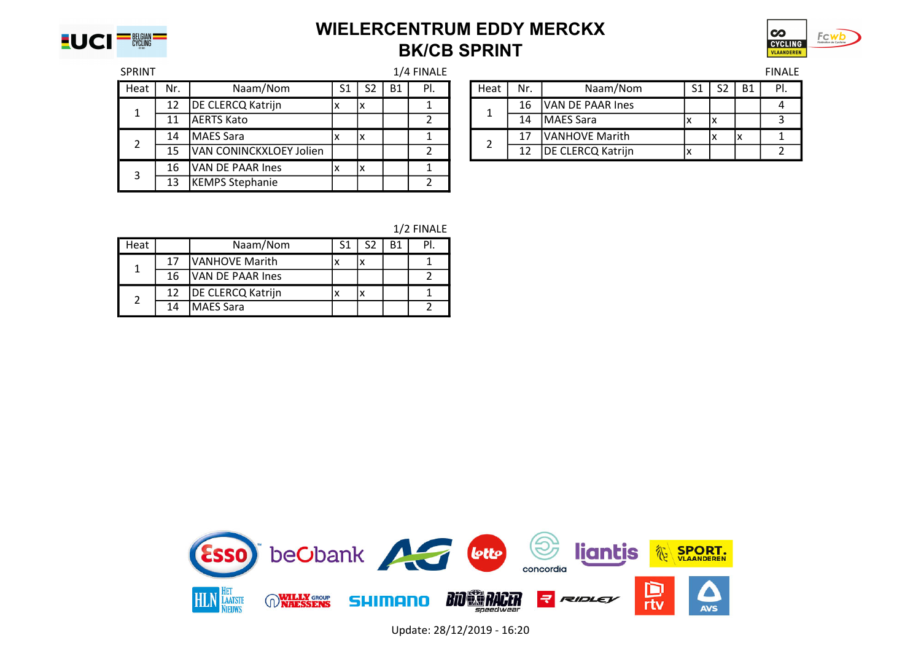# WIELERCENTRUM EDDY MERCKX
## BK/CB SPRINT

SPRINT

1/4 FINALE

| Heat | Nr. | Naam/Nom | S1 | S2 | B1 | Pl. |
|---|---|---|---|---|---|---|
| 1 | 12 | DE CLERCQ Katrijn | x | x | | 1 |
| | 11 | AERTS Kato | | | | 2 |
| 2 | 14 | MAES Sara | x | x | | 1 |
| | 15 | VAN CONINCKXLOEY Jolien | | | | 2 |
| 3 | 16 | VAN DE PAAR Ines | x | x | | 1 |
| | 13 | KEMPS Stephanie | | | | 2 |

1/2 FINALE

| Heat | | Naam/Nom | S1 | S2 | B1 | Pl. |
|---|---|---|---|---|---|---|
| 1 | 17 | VANHOVE Marith | x | x | | 1 |
| | 16 | VAN DE PAAR Ines | | | | 2 |
| 2 | 12 | DE CLERCQ Katrijn | x | x | | 1 |
| | 14 | MAES Sara | | | | 2 |

FINALE

| Heat | Nr. | Naam/Nom | S1 | S2 | B1 | Pl. |
|---|---|---|---|---|---|---|
| 1 | 16 | VAN DE PAAR Ines | | | | 4 |
| | 14 | MAES Sara | x | x | | 3 |
| 2 | 17 | VANHOVE Marith | | x | x | 1 |
| | 12 | DE CLERCQ Katrijn | x | | | 2 |

Update: 28/12/2019 - 16:20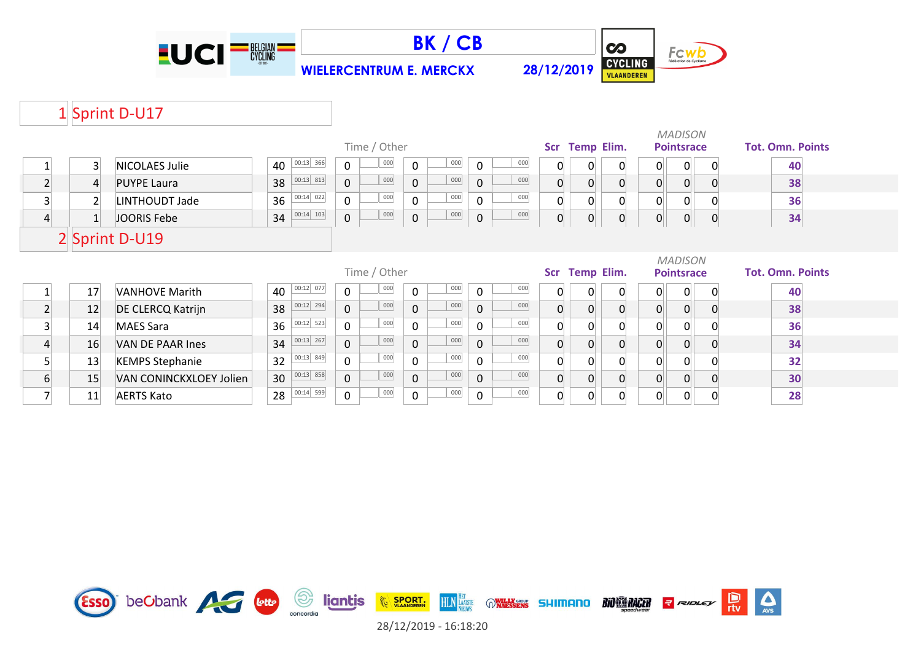# BK / CB

**WIELERCENTRUM E. MERCKX** **28/12/2019**

## 1 Sprint D-U17

| | | | Time / Other | | | | | | | Scr | Temp | Elim. | MADISON Pointsrace | | | Tot. Omn. Points |
|---|---|---|---|---|---|---|---|---|---|---|---|---|---|---|---|---|
| 1 | 3 | NICOLAES Julie | 40 | 00:13 366 | 0 | 000 | 0 | 000 | 0 | 000 | 0 | 0 | 0 | 0 | 0 | 0 | 40 |
| 2 | 4 | PUYPE Laura | 38 | 00:13 813 | 0 | 000 | 0 | 000 | 0 | 000 | 0 | 0 | 0 | 0 | 0 | 0 | 38 |
| 3 | 2 | LINTHOUDT Jade | 36 | 00:14 022 | 0 | 000 | 0 | 000 | 0 | 000 | 0 | 0 | 0 | 0 | 0 | 0 | 36 |
| 4 | 1 | JOORIS Febe | 34 | 00:14 103 | 0 | 000 | 0 | 000 | 0 | 000 | 0 | 0 | 0 | 0 | 0 | 0 | 34 |

## 2 Sprint D-U19

| | | | Time / Other | | | | | | | Scr | Temp | Elim. | MADISON Pointsrace | | | Tot. Omn. Points |
|---|---|---|---|---|---|---|---|---|---|---|---|---|---|---|---|---|
| 1 | 17 | VANHOVE Marith | 40 | 00:12 077 | 0 | 000 | 0 | 000 | 0 | 000 | 0 | 0 | 0 | 0 | 0 | 0 | 40 |
| 2 | 12 | DE CLERCQ Katrijn | 38 | 00:12 294 | 0 | 000 | 0 | 000 | 0 | 000 | 0 | 0 | 0 | 0 | 0 | 0 | 38 |
| 3 | 14 | MAES Sara | 36 | 00:12 523 | 0 | 000 | 0 | 000 | 0 | 000 | 0 | 0 | 0 | 0 | 0 | 0 | 36 |
| 4 | 16 | VAN DE PAAR Ines | 34 | 00:13 267 | 0 | 000 | 0 | 000 | 0 | 000 | 0 | 0 | 0 | 0 | 0 | 0 | 34 |
| 5 | 13 | KEMPS Stephanie | 32 | 00:13 849 | 0 | 000 | 0 | 000 | 0 | 000 | 0 | 0 | 0 | 0 | 0 | 0 | 32 |
| 6 | 15 | VAN CONINCKXLOEY Jolien | 30 | 00:13 858 | 0 | 000 | 0 | 000 | 0 | 000 | 0 | 0 | 0 | 0 | 0 | 0 | 30 |
| 7 | 11 | AERTS Kato | 28 | 00:14 599 | 0 | 000 | 0 | 000 | 0 | 000 | 0 | 0 | 0 | 0 | 0 | 0 | 28 |

28/12/2019 - 16:18:20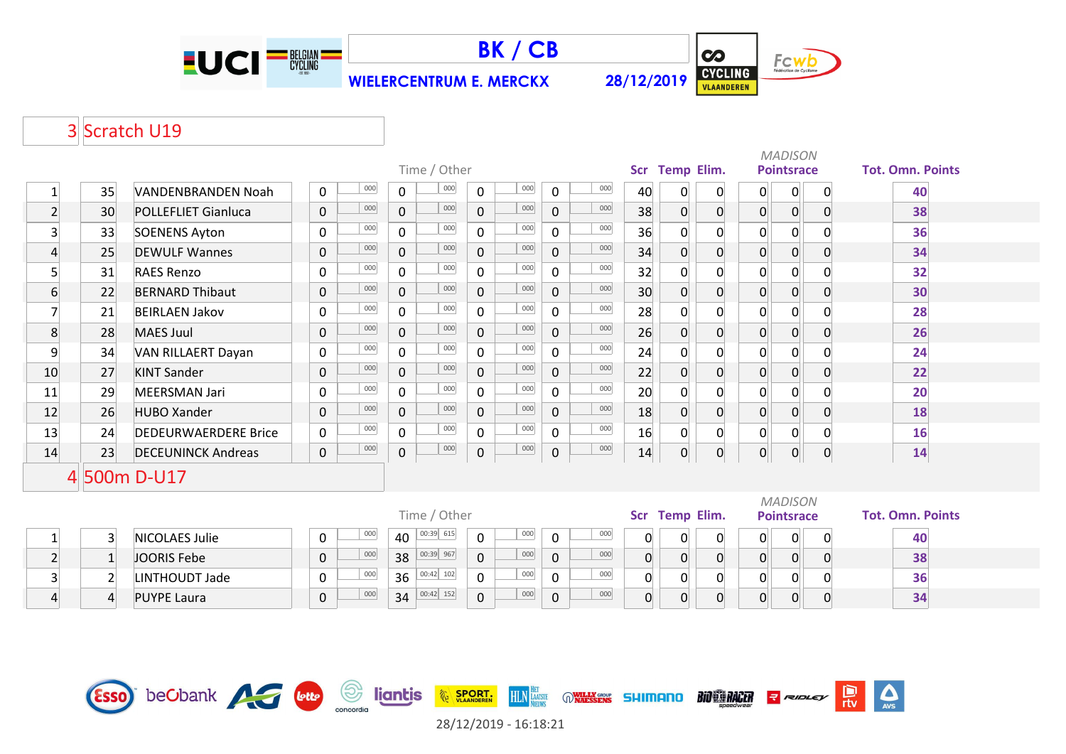# BK / CB

**WIELERCENTRUM E. MERCKX** **28/12/2019**

## 3 Scratch U19

| | | | Time / Other | | | | | | | | Scr | Temp | Elim. | MADISON Pointsrace | | | Tot. Omn. Points |
|---|---|---|---|---|---|---|---|---|---|---|---|---|---|---|---|---|---|
| 1 | 35 | VANDENBRANDEN Noah | 0 | 000 | 0 | 000 | 0 | 000 | 0 | 000 | 40 | 0 | 0 | 0 | 0 | 0 | 40 |
| 2 | 30 | POLLEFLIET Gianluca | 0 | 000 | 0 | 000 | 0 | 000 | 0 | 000 | 38 | 0 | 0 | 0 | 0 | 0 | 38 |
| 3 | 33 | SOENENS Ayton | 0 | 000 | 0 | 000 | 0 | 000 | 0 | 000 | 36 | 0 | 0 | 0 | 0 | 0 | 36 |
| 4 | 25 | DEWULF Wannes | 0 | 000 | 0 | 000 | 0 | 000 | 0 | 000 | 34 | 0 | 0 | 0 | 0 | 0 | 34 |
| 5 | 31 | RAES Renzo | 0 | 000 | 0 | 000 | 0 | 000 | 0 | 000 | 32 | 0 | 0 | 0 | 0 | 0 | 32 |
| 6 | 22 | BERNARD Thibaut | 0 | 000 | 0 | 000 | 0 | 000 | 0 | 000 | 30 | 0 | 0 | 0 | 0 | 0 | 30 |
| 7 | 21 | BEIRLAEN Jakov | 0 | 000 | 0 | 000 | 0 | 000 | 0 | 000 | 28 | 0 | 0 | 0 | 0 | 0 | 28 |
| 8 | 28 | MAES Juul | 0 | 000 | 0 | 000 | 0 | 000 | 0 | 000 | 26 | 0 | 0 | 0 | 0 | 0 | 26 |
| 9 | 34 | VAN RILLAERT Dayan | 0 | 000 | 0 | 000 | 0 | 000 | 0 | 000 | 24 | 0 | 0 | 0 | 0 | 0 | 24 |
| 10 | 27 | KINT Sander | 0 | 000 | 0 | 000 | 0 | 000 | 0 | 000 | 22 | 0 | 0 | 0 | 0 | 0 | 22 |
| 11 | 29 | MEERSMAN Jari | 0 | 000 | 0 | 000 | 0 | 000 | 0 | 000 | 20 | 0 | 0 | 0 | 0 | 0 | 20 |
| 12 | 26 | HUBO Xander | 0 | 000 | 0 | 000 | 0 | 000 | 0 | 000 | 18 | 0 | 0 | 0 | 0 | 0 | 18 |
| 13 | 24 | DEDEURWAERDERE Brice | 0 | 000 | 0 | 000 | 0 | 000 | 0 | 000 | 16 | 0 | 0 | 0 | 0 | 0 | 16 |
| 14 | 23 | DECEUNINCK Andreas | 0 | 000 | 0 | 000 | 0 | 000 | 0 | 000 | 14 | 0 | 0 | 0 | 0 | 0 | 14 |

## 4 500m D-U17

| | | | Time / Other | | | | | | | | Scr | Temp | Elim. | MADISON Pointsrace | | | Tot. Omn. Points |
|---|---|---|---|---|---|---|---|---|---|---|---|---|---|---|---|---|---|
| 1 | 3 | NICOLAES Julie | 0 | 000 | 40 | 00:39 615 | 0 | 000 | 0 | 000 | 0 | 0 | 0 | 0 | 0 | 0 | 40 |
| 2 | 1 | JOORIS Febe | 0 | 000 | 38 | 00:39 967 | 0 | 000 | 0 | 000 | 0 | 0 | 0 | 0 | 0 | 0 | 38 |
| 3 | 2 | LINTHOUDT Jade | 0 | 000 | 36 | 00:42 102 | 0 | 000 | 0 | 000 | 0 | 0 | 0 | 0 | 0 | 0 | 36 |
| 4 | 4 | PUYPE Laura | 0 | 000 | 34 | 00:42 152 | 0 | 000 | 0 | 000 | 0 | 0 | 0 | 0 | 0 | 0 | 34 |

28/12/2019 - 16:18:21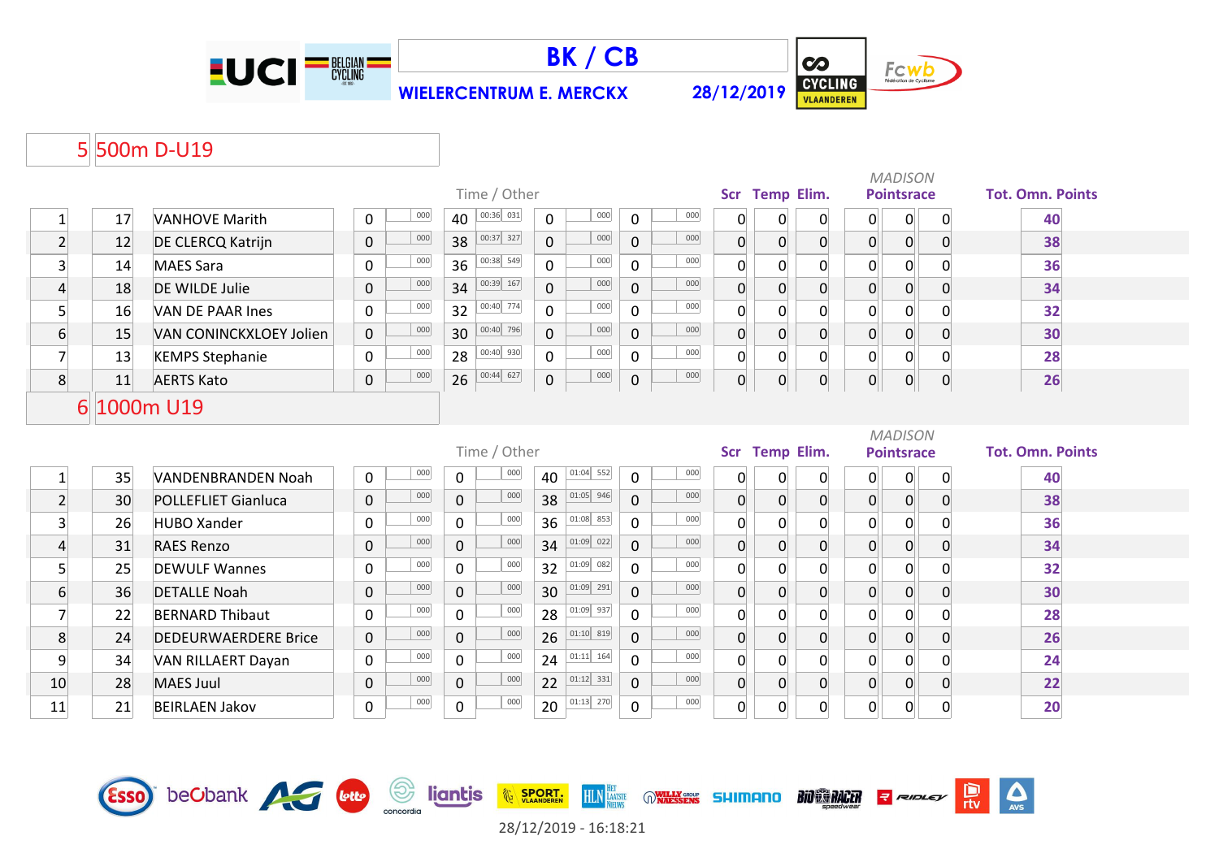# BK / CB

**WIELERCENTRUM E. MERCKX** **28/12/2019**

## 5 500m D-U19

| | | | | | Time / Other | | | | | | Scr | Temp | Elim. | MADISON Pointsrace | | | Tot. Omn. Points |
|---|---|---|---|---|---|---|---|---|---|---|---|---|---|---|---|---|---|
| 1 | 17 | VANHOVE Marith | 0 | 000 | 40 | 00:36 031 | 0 | 000 | 0 | 000 | 0 | 0 | 0 | 0 | 0 | 0 | 40 |
| 2 | 12 | DE CLERCQ Katrijn | 0 | 000 | 38 | 00:37 327 | 0 | 000 | 0 | 000 | 0 | 0 | 0 | 0 | 0 | 0 | 38 |
| 3 | 14 | MAES Sara | 0 | 000 | 36 | 00:38 549 | 0 | 000 | 0 | 000 | 0 | 0 | 0 | 0 | 0 | 0 | 36 |
| 4 | 18 | DE WILDE Julie | 0 | 000 | 34 | 00:39 167 | 0 | 000 | 0 | 000 | 0 | 0 | 0 | 0 | 0 | 0 | 34 |
| 5 | 16 | VAN DE PAAR Ines | 0 | 000 | 32 | 00:40 774 | 0 | 000 | 0 | 000 | 0 | 0 | 0 | 0 | 0 | 0 | 32 |
| 6 | 15 | VAN CONINCKXLOEY Jolien | 0 | 000 | 30 | 00:40 796 | 0 | 000 | 0 | 000 | 0 | 0 | 0 | 0 | 0 | 0 | 30 |
| 7 | 13 | KEMPS Stephanie | 0 | 000 | 28 | 00:40 930 | 0 | 000 | 0 | 000 | 0 | 0 | 0 | 0 | 0 | 0 | 28 |
| 8 | 11 | AERTS Kato | 0 | 000 | 26 | 00:44 627 | 0 | 000 | 0 | 000 | 0 | 0 | 0 | 0 | 0 | 0 | 26 |

## 6 1000m U19

| | | | | | Time / Other | | | | | | Scr | Temp | Elim. | MADISON Pointsrace | | | Tot. Omn. Points |
|---|---|---|---|---|---|---|---|---|---|---|---|---|---|---|---|---|---|
| 1 | 35 | VANDENBRANDEN Noah | 0 | 000 | 0 | 000 | 40 | 01:04 552 | 0 | 000 | 0 | 0 | 0 | 0 | 0 | 0 | 40 |
| 2 | 30 | POLLEFLIET Gianluca | 0 | 000 | 0 | 000 | 38 | 01:05 946 | 0 | 000 | 0 | 0 | 0 | 0 | 0 | 0 | 38 |
| 3 | 26 | HUBO Xander | 0 | 000 | 0 | 000 | 36 | 01:08 853 | 0 | 000 | 0 | 0 | 0 | 0 | 0 | 0 | 36 |
| 4 | 31 | RAES Renzo | 0 | 000 | 0 | 000 | 34 | 01:09 022 | 0 | 000 | 0 | 0 | 0 | 0 | 0 | 0 | 34 |
| 5 | 25 | DEWULF Wannes | 0 | 000 | 0 | 000 | 32 | 01:09 082 | 0 | 000 | 0 | 0 | 0 | 0 | 0 | 0 | 32 |
| 6 | 36 | DETALLE Noah | 0 | 000 | 0 | 000 | 30 | 01:09 291 | 0 | 000 | 0 | 0 | 0 | 0 | 0 | 0 | 30 |
| 7 | 22 | BERNARD Thibaut | 0 | 000 | 0 | 000 | 28 | 01:09 937 | 0 | 000 | 0 | 0 | 0 | 0 | 0 | 0 | 28 |
| 8 | 24 | DEDEURWAERDERE Brice | 0 | 000 | 0 | 000 | 26 | 01:10 819 | 0 | 000 | 0 | 0 | 0 | 0 | 0 | 0 | 26 |
| 9 | 34 | VAN RILLAERT Dayan | 0 | 000 | 0 | 000 | 24 | 01:11 164 | 0 | 000 | 0 | 0 | 0 | 0 | 0 | 0 | 24 |
| 10 | 28 | MAES Juul | 0 | 000 | 0 | 000 | 22 | 01:12 331 | 0 | 000 | 0 | 0 | 0 | 0 | 0 | 0 | 22 |
| 11 | 21 | BEIRLAEN Jakov | 0 | 000 | 0 | 000 | 20 | 01:13 270 | 0 | 000 | 0 | 0 | 0 | 0 | 0 | 0 | 20 |

28/12/2019 - 16:18:21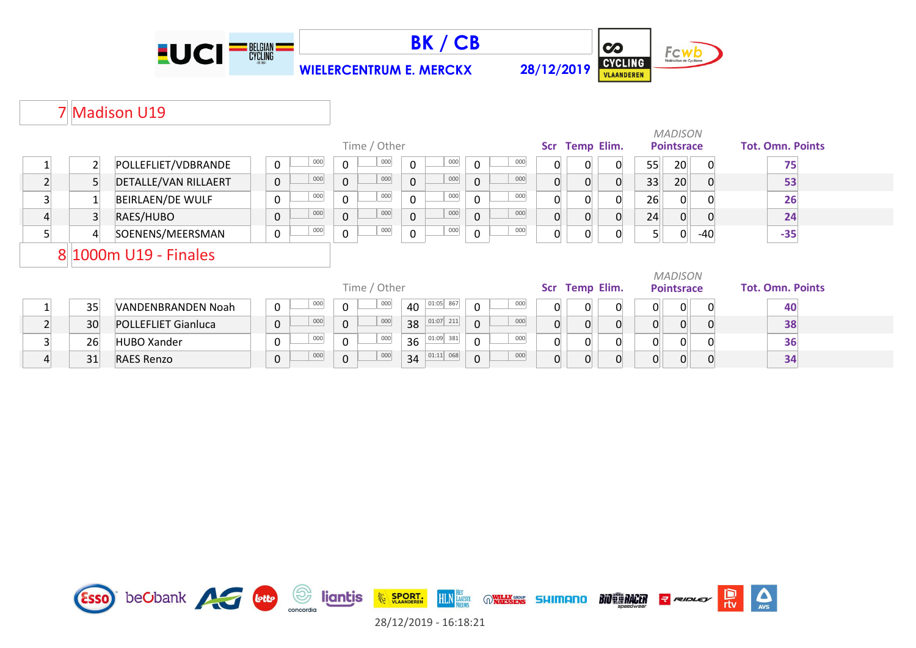# BK / CB

**WIELERCENTRUM E. MERCKX** **28/12/2019**

## 7 Madison U19

| Rank | No. | Name | Time / Other | | | | | | | | Scr | Temp | Elim. | MADISON Pointsrace | | | Tot. Omn. Points |
|---|---|---|---|---|---|---|---|---|---|---|---|---|---|---|---|---|---|
| 1 | 2 | POLLEFLIET/VDBRANDE | 0 | 000 | 0 | 000 | 0 | 000 | 0 | 000 | 0 | 0 | 0 | 55 | 20 | 0 | 75 |
| 2 | 5 | DETALLE/VAN RILLAERT | 0 | 000 | 0 | 000 | 0 | 000 | 0 | 000 | 0 | 0 | 0 | 33 | 20 | 0 | 53 |
| 3 | 1 | BEIRLAEN/DE WULF | 0 | 000 | 0 | 000 | 0 | 000 | 0 | 000 | 0 | 0 | 0 | 26 | 0 | 0 | 26 |
| 4 | 3 | RAES/HUBO | 0 | 000 | 0 | 000 | 0 | 000 | 0 | 000 | 0 | 0 | 0 | 24 | 0 | 0 | 24 |
| 5 | 4 | SOENENS/MEERSMAN | 0 | 000 | 0 | 000 | 0 | 000 | 0 | 000 | 0 | 0 | 0 | 5 | 0 | -40 | -35 |

## 8 1000m U19 - Finales

| Rank | No. | Name | Time / Other | | | | | | | | Scr | Temp | Elim. | MADISON Pointsrace | | | Tot. Omn. Points |
|---|---|---|---|---|---|---|---|---|---|---|---|---|---|---|---|---|---|
| 1 | 35 | VANDENBRANDEN Noah | 0 | 000 | 0 | 000 | 40 | 01:05 867 | 0 | 000 | 0 | 0 | 0 | 0 | 0 | 0 | 40 |
| 2 | 30 | POLLEFLIET Gianluca | 0 | 000 | 0 | 000 | 38 | 01:07 211 | 0 | 000 | 0 | 0 | 0 | 0 | 0 | 0 | 38 |
| 3 | 26 | HUBO Xander | 0 | 000 | 0 | 000 | 36 | 01:09 381 | 0 | 000 | 0 | 0 | 0 | 0 | 0 | 0 | 36 |
| 4 | 31 | RAES Renzo | 0 | 000 | 0 | 000 | 34 | 01:11 068 | 0 | 000 | 0 | 0 | 0 | 0 | 0 | 0 | 34 |

28/12/2019 - 16:18:21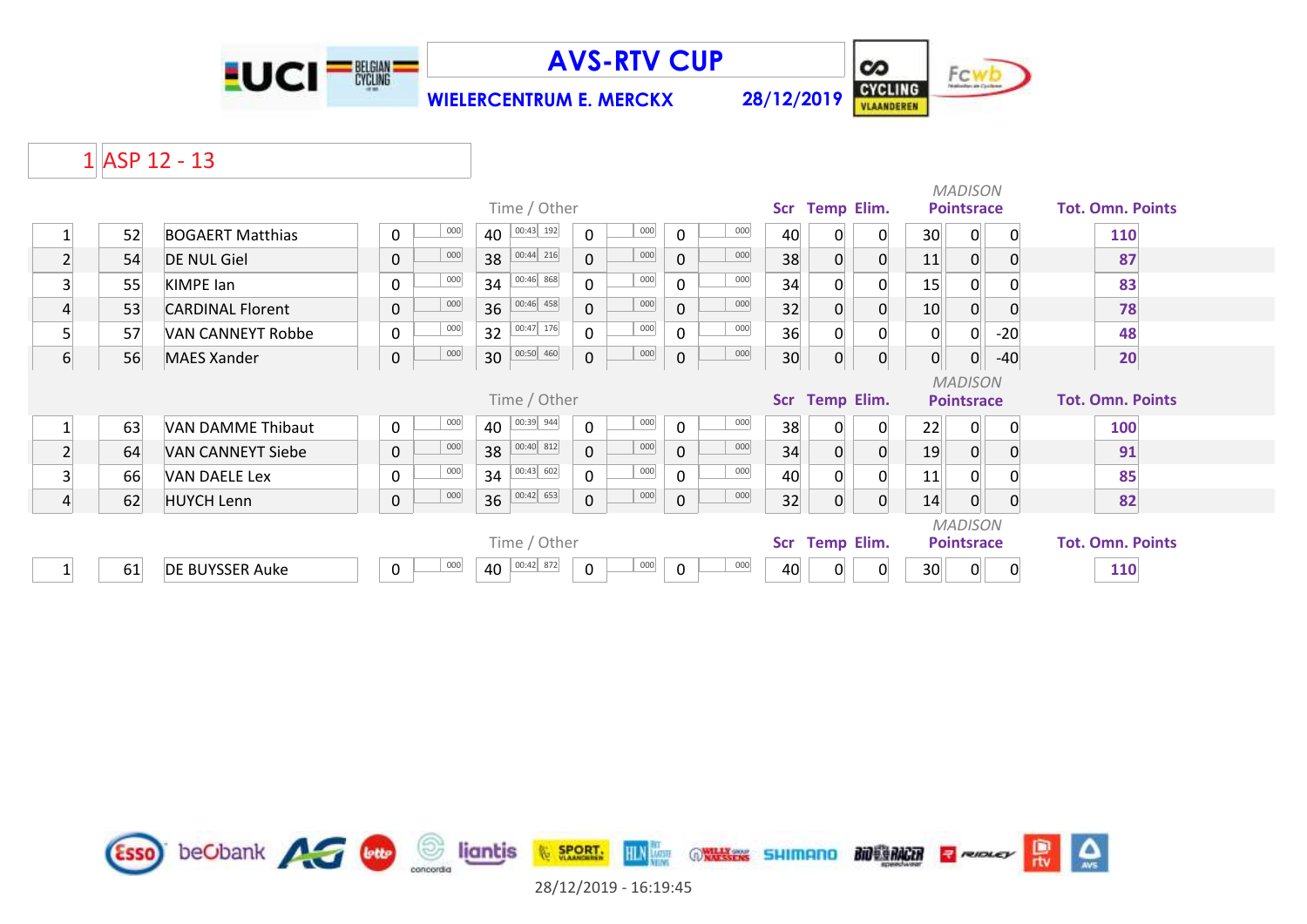# AVS-RTV CUP

**WIELERCENTRUM E. MERCKX** **28/12/2019**

## 1 ASP 12 - 13

| | | | | | Time / Other | | | | | | Scr | Temp | Elim. | MADISON Pointsrace | | | Tot. Omn. Points |
|---|---|---|---|---|---|---|---|---|---|---|---|---|---|---|---|---|---|
| 1 | 52 | BOGAERT Matthias | 0 | 000 | 40 | 00:43 192 | 0 | 000 | 0 | 000 | 40 | 0 | 0 | 30 | 0 | 0 | 110 |
| 2 | 54 | DE NUL Giel | 0 | 000 | 38 | 00:44 216 | 0 | 000 | 0 | 000 | 38 | 0 | 0 | 11 | 0 | 0 | 87 |
| 3 | 55 | KIMPE Ian | 0 | 000 | 34 | 00:46 868 | 0 | 000 | 0 | 000 | 34 | 0 | 0 | 15 | 0 | 0 | 83 |
| 4 | 53 | CARDINAL Florent | 0 | 000 | 36 | 00:46 458 | 0 | 000 | 0 | 000 | 32 | 0 | 0 | 10 | 0 | 0 | 78 |
| 5 | 57 | VAN CANNEYT Robbe | 0 | 000 | 32 | 00:47 176 | 0 | 000 | 0 | 000 | 36 | 0 | 0 | 0 | 0 | -20 | 48 |
| 6 | 56 | MAES Xander | 0 | 000 | 30 | 00:50 460 | 0 | 000 | 0 | 000 | 30 | 0 | 0 | 0 | 0 | -40 | 20 |

| | | | | | Time / Other | | | | | | Scr | Temp | Elim. | MADISON Pointsrace | | | Tot. Omn. Points |
|---|---|---|---|---|---|---|---|---|---|---|---|---|---|---|---|---|---|
| 1 | 63 | VAN DAMME Thibaut | 0 | 000 | 40 | 00:39 944 | 0 | 000 | 0 | 000 | 38 | 0 | 0 | 22 | 0 | 0 | 100 |
| 2 | 64 | VAN CANNEYT Siebe | 0 | 000 | 38 | 00:40 812 | 0 | 000 | 0 | 000 | 34 | 0 | 0 | 19 | 0 | 0 | 91 |
| 3 | 66 | VAN DAELE Lex | 0 | 000 | 34 | 00:43 602 | 0 | 000 | 0 | 000 | 40 | 0 | 0 | 11 | 0 | 0 | 85 |
| 4 | 62 | HUYCH Lenn | 0 | 000 | 36 | 00:42 653 | 0 | 000 | 0 | 000 | 32 | 0 | 0 | 14 | 0 | 0 | 82 |

| | | | | | Time / Other | | | | | | Scr | Temp | Elim. | MADISON Pointsrace | | | Tot. Omn. Points |
|---|---|---|---|---|---|---|---|---|---|---|---|---|---|---|---|---|---|
| 1 | 61 | DE BUYSSER Auke | 0 | 000 | 40 | 00:42 872 | 0 | 000 | 0 | 000 | 40 | 0 | 0 | 30 | 0 | 0 | 110 |

28/12/2019 - 16:19:45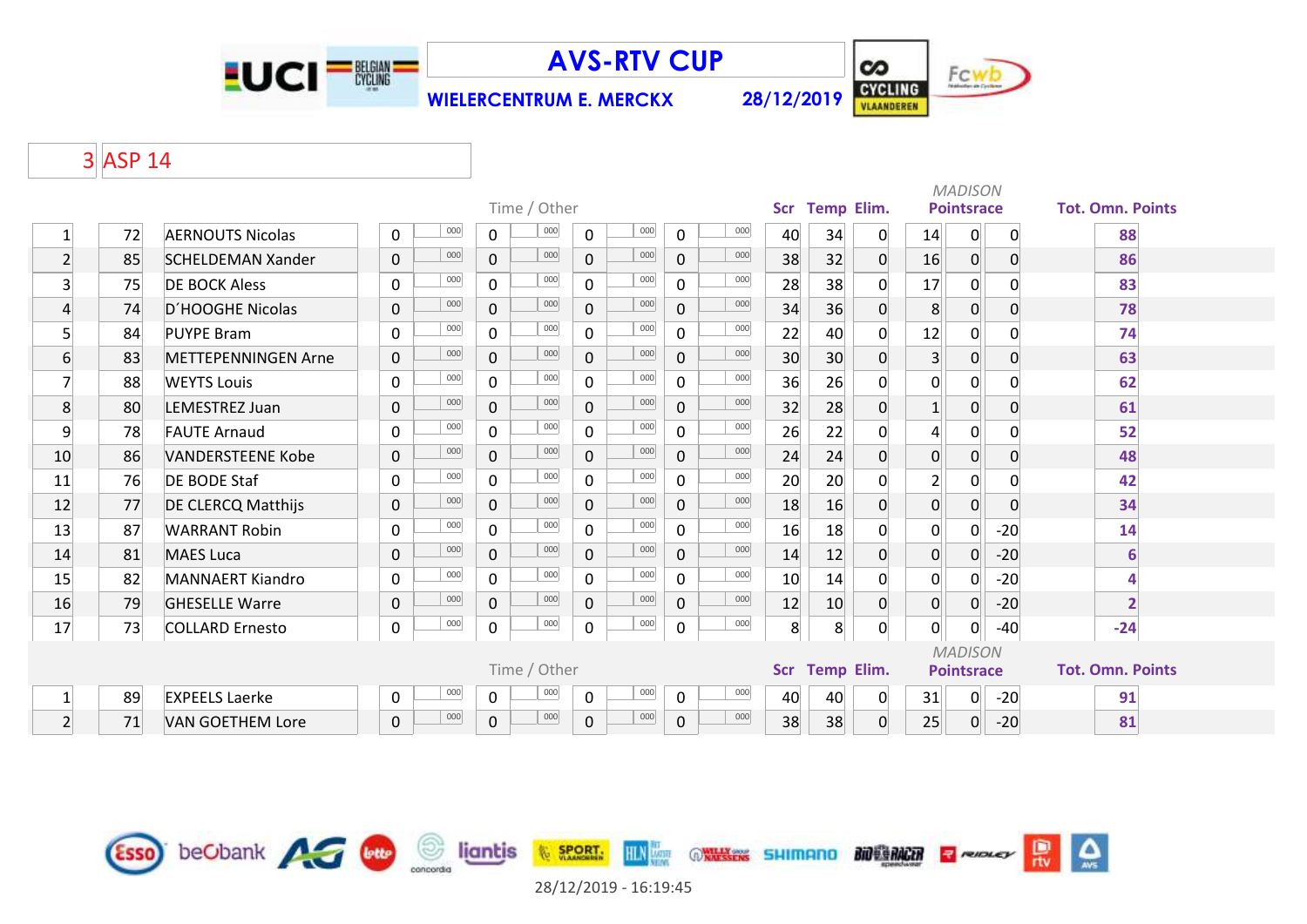# AVS-RTV CUP

**WIELERCENTRUM E. MERCKX** **28/12/2019**

## 3 ASP 14

| | | | Time / Other | | | | | | | | Scr | Temp | Elim. | MADISON Pointsrace | | | Tot. Omn. Points |
|---|---|---|---|---|---|---|---|---|---|---|---|---|---|---|---|---|---|
| 1 | 72 | AERNOUTS Nicolas | 0 | 000 | 0 | 000 | 0 | 000 | 0 | 000 | 40 | 34 | 0 | 14 | 0 | 0 | 88 |
| 2 | 85 | SCHELDEMAN Xander | 0 | 000 | 0 | 000 | 0 | 000 | 0 | 000 | 38 | 32 | 0 | 16 | 0 | 0 | 86 |
| 3 | 75 | DE BOCK Aless | 0 | 000 | 0 | 000 | 0 | 000 | 0 | 000 | 28 | 38 | 0 | 17 | 0 | 0 | 83 |
| 4 | 74 | D´HOOGHE Nicolas | 0 | 000 | 0 | 000 | 0 | 000 | 0 | 000 | 34 | 36 | 0 | 8 | 0 | 0 | 78 |
| 5 | 84 | PUYPE Bram | 0 | 000 | 0 | 000 | 0 | 000 | 0 | 000 | 22 | 40 | 0 | 12 | 0 | 0 | 74 |
| 6 | 83 | METTEPENNINGEN Arne | 0 | 000 | 0 | 000 | 0 | 000 | 0 | 000 | 30 | 30 | 0 | 3 | 0 | 0 | 63 |
| 7 | 88 | WEYTS Louis | 0 | 000 | 0 | 000 | 0 | 000 | 0 | 000 | 36 | 26 | 0 | 0 | 0 | 0 | 62 |
| 8 | 80 | LEMESTREZ Juan | 0 | 000 | 0 | 000 | 0 | 000 | 0 | 000 | 32 | 28 | 0 | 1 | 0 | 0 | 61 |
| 9 | 78 | FAUTE Arnaud | 0 | 000 | 0 | 000 | 0 | 000 | 0 | 000 | 26 | 22 | 0 | 4 | 0 | 0 | 52 |
| 10 | 86 | VANDERSTEENE Kobe | 0 | 000 | 0 | 000 | 0 | 000 | 0 | 000 | 24 | 24 | 0 | 0 | 0 | 0 | 48 |
| 11 | 76 | DE BODE Staf | 0 | 000 | 0 | 000 | 0 | 000 | 0 | 000 | 20 | 20 | 0 | 2 | 0 | 0 | 42 |
| 12 | 77 | DE CLERCQ Matthijs | 0 | 000 | 0 | 000 | 0 | 000 | 0 | 000 | 18 | 16 | 0 | 0 | 0 | 0 | 34 |
| 13 | 87 | WARRANT Robin | 0 | 000 | 0 | 000 | 0 | 000 | 0 | 000 | 16 | 18 | 0 | 0 | 0 | -20 | 14 |
| 14 | 81 | MAES Luca | 0 | 000 | 0 | 000 | 0 | 000 | 0 | 000 | 14 | 12 | 0 | 0 | 0 | -20 | 6 |
| 15 | 82 | MANNAERT Kiandro | 0 | 000 | 0 | 000 | 0 | 000 | 0 | 000 | 10 | 14 | 0 | 0 | 0 | -20 | 4 |
| 16 | 79 | GHESELLE Warre | 0 | 000 | 0 | 000 | 0 | 000 | 0 | 000 | 12 | 10 | 0 | 0 | 0 | -20 | 2 |
| 17 | 73 | COLLARD Ernesto | 0 | 000 | 0 | 000 | 0 | 000 | 0 | 000 | 8 | 8 | 0 | 0 | 0 | -40 | -24 |

| | | | Time / Other | | | | | | | | Scr | Temp | Elim. | MADISON Pointsrace | | | Tot. Omn. Points |
|---|---|---|---|---|---|---|---|---|---|---|---|---|---|---|---|---|---|
| 1 | 89 | EXPEELS Laerke | 0 | 000 | 0 | 000 | 0 | 000 | 0 | 000 | 40 | 40 | 0 | 31 | 0 | -20 | 91 |
| 2 | 71 | VAN GOETHEM Lore | 0 | 000 | 0 | 000 | 0 | 000 | 0 | 000 | 38 | 38 | 0 | 25 | 0 | -20 | 81 |

28/12/2019 - 16:19:45